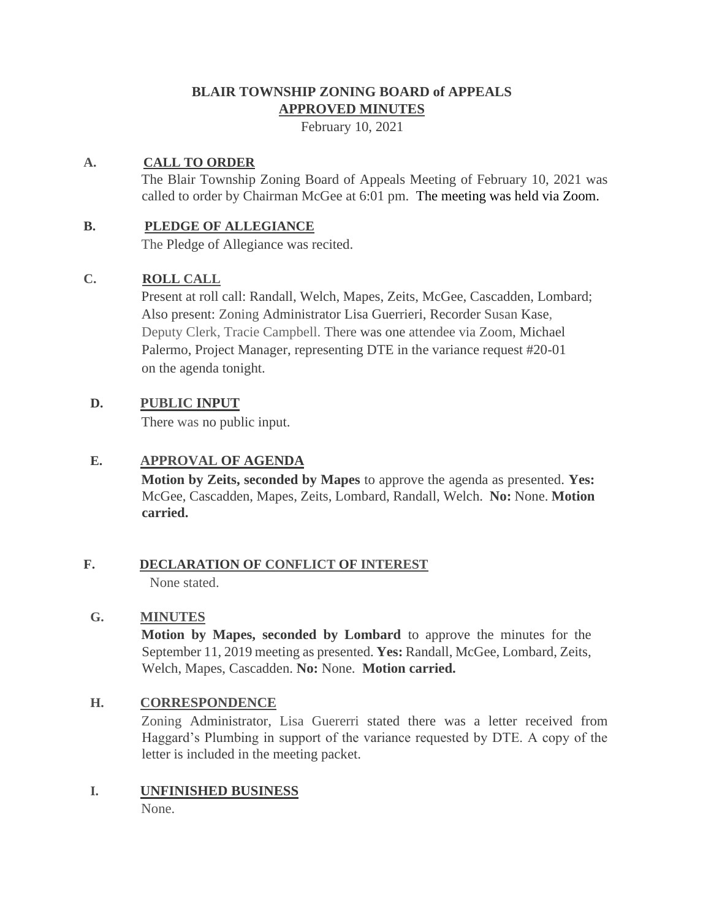# BLAIR TOWNSHIP ZONING BOARD of APPEALS
## APPROVED MINUTES

February 10, 2021

**A. CALL TO ORDER**

The Blair Township Zoning Board of Appeals Meeting of February 10, 2021 was called to order by Chairman McGee at 6:01 pm. The meeting was held via Zoom.

**B. PLEDGE OF ALLEGIANCE**

The Pledge of Allegiance was recited.

**C. ROLL CALL**

Present at roll call: Randall, Welch, Mapes, Zeits, McGee, Cascadden, Lombard; Also present: Zoning Administrator Lisa Guerrieri, Recorder Susan Kase, Deputy Clerk, Tracie Campbell. There was one attendee via Zoom, Michael Palermo, Project Manager, representing DTE in the variance request #20-01 on the agenda tonight.

**D. PUBLIC INPUT**

There was no public input.

**E. APPROVAL OF AGENDA**

**Motion by Zeits, seconded by Mapes** to approve the agenda as presented. **Yes:** McGee, Cascadden, Mapes, Zeits, Lombard, Randall, Welch. **No:** None. **Motion carried.**

**F. DECLARATION OF CONFLICT OF INTEREST**

None stated.

**G. MINUTES**

**Motion by Mapes, seconded by Lombard** to approve the minutes for the September 11, 2019 meeting as presented. **Yes:** Randall, McGee, Lombard, Zeits, Welch, Mapes, Cascadden. **No:** None. **Motion carried.**

**H. CORRESPONDENCE**

Zoning Administrator, Lisa Guererri stated there was a letter received from Haggard's Plumbing in support of the variance requested by DTE. A copy of the letter is included in the meeting packet.

**I. UNFINISHED BUSINESS**

None.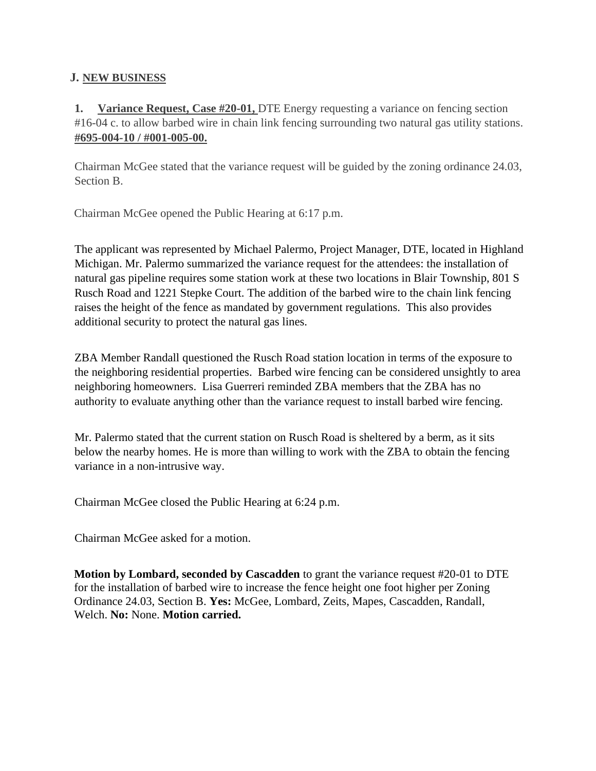## J. NEW BUSINESS

**1. Variance Request, Case #20-01,** DTE Energy requesting a variance on fencing section #16-04 c. to allow barbed wire in chain link fencing surrounding two natural gas utility stations. **#695-004-10 / #001-005-00.**

Chairman McGee stated that the variance request will be guided by the zoning ordinance 24.03, Section B.

Chairman McGee opened the Public Hearing at 6:17 p.m.

The applicant was represented by Michael Palermo, Project Manager, DTE, located in Highland Michigan. Mr. Palermo summarized the variance request for the attendees: the installation of natural gas pipeline requires some station work at these two locations in Blair Township, 801 S Rusch Road and 1221 Stepke Court. The addition of the barbed wire to the chain link fencing raises the height of the fence as mandated by government regulations. This also provides additional security to protect the natural gas lines.

ZBA Member Randall questioned the Rusch Road station location in terms of the exposure to the neighboring residential properties. Barbed wire fencing can be considered unsightly to area neighboring homeowners. Lisa Guerreri reminded ZBA members that the ZBA has no authority to evaluate anything other than the variance request to install barbed wire fencing.

Mr. Palermo stated that the current station on Rusch Road is sheltered by a berm, as it sits below the nearby homes. He is more than willing to work with the ZBA to obtain the fencing variance in a non-intrusive way.

Chairman McGee closed the Public Hearing at 6:24 p.m.

Chairman McGee asked for a motion.

**Motion by Lombard, seconded by Cascadden** to grant the variance request #20-01 to DTE for the installation of barbed wire to increase the fence height one foot higher per Zoning Ordinance 24.03, Section B. **Yes:** McGee, Lombard, Zeits, Mapes, Cascadden, Randall, Welch. **No:** None. **Motion carried.**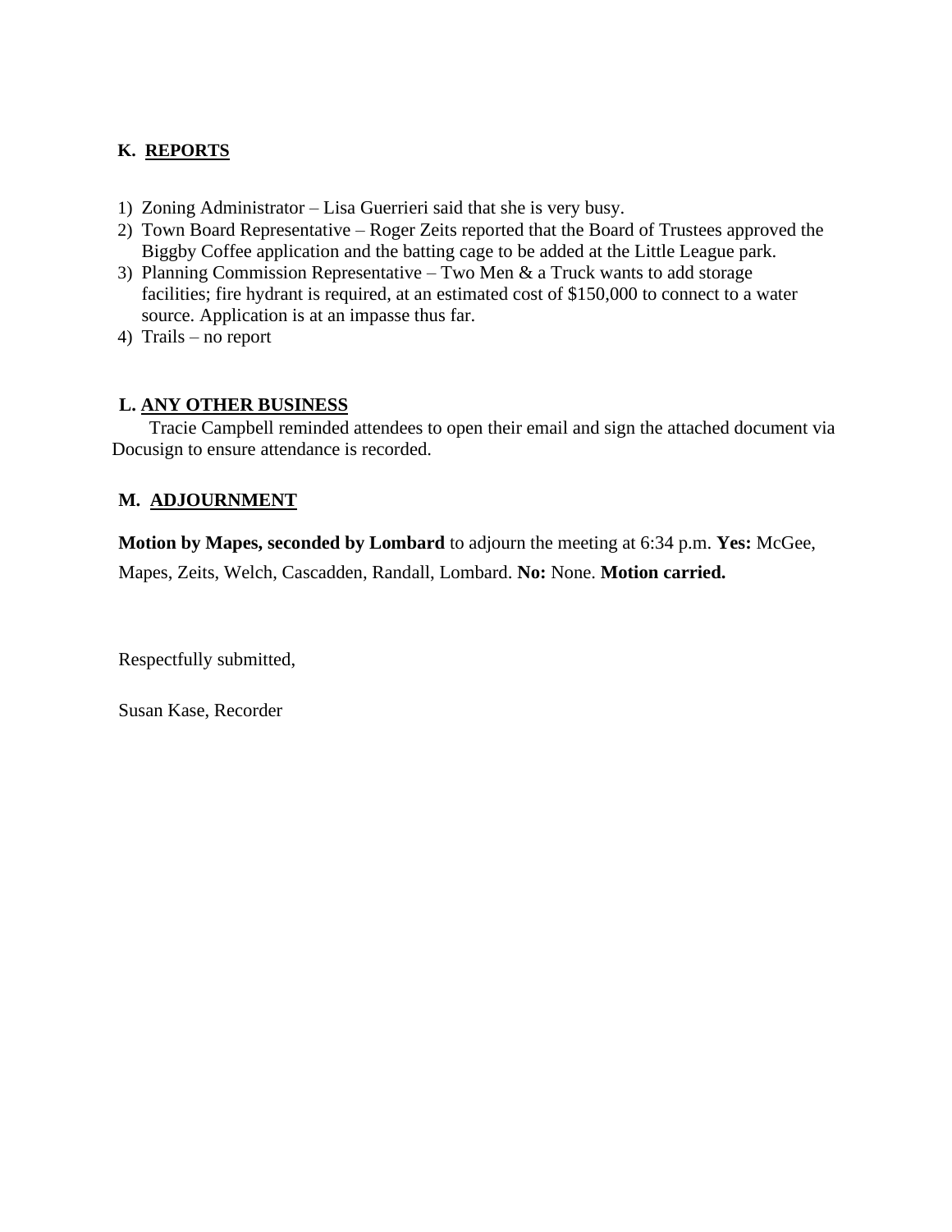## K. REPORTS

1) Zoning Administrator – Lisa Guerrieri said that she is very busy.
2) Town Board Representative – Roger Zeits reported that the Board of Trustees approved the Biggby Coffee application and the batting cage to be added at the Little League park.
3) Planning Commission Representative – Two Men & a Truck wants to add storage facilities; fire hydrant is required, at an estimated cost of $150,000 to connect to a water source. Application is at an impasse thus far.
4) Trails – no report

## L. ANY OTHER BUSINESS

Tracie Campbell reminded attendees to open their email and sign the attached document via Docusign to ensure attendance is recorded.

## M. ADJOURNMENT

**Motion by Mapes, seconded by Lombard** to adjourn the meeting at 6:34 p.m. **Yes:** McGee, Mapes, Zeits, Welch, Cascadden, Randall, Lombard. **No:** None. **Motion carried.**

Respectfully submitted,

Susan Kase, Recorder